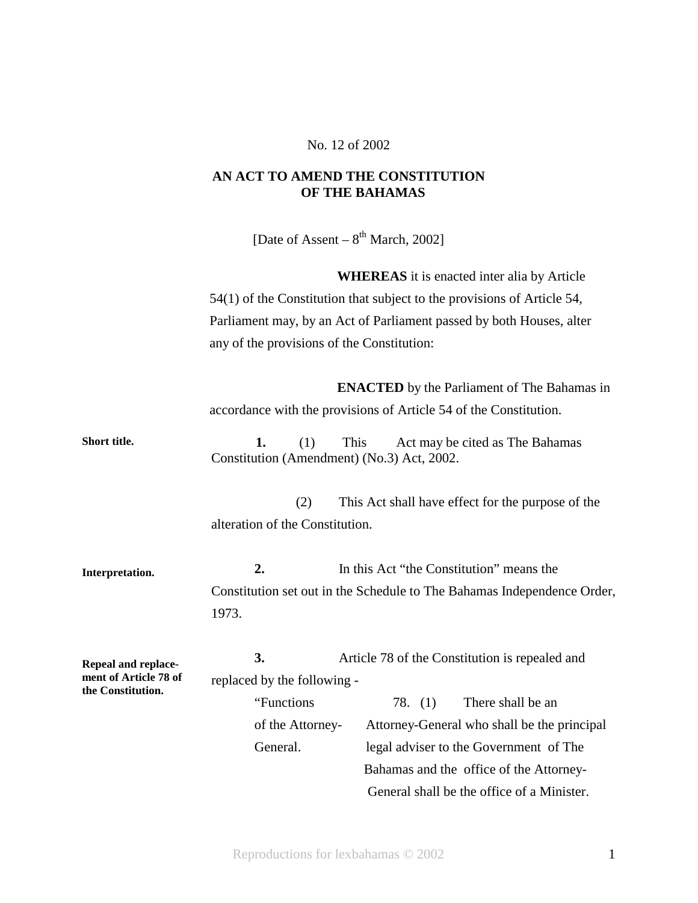No. 12 of 2002

**AN ACT TO AMEND THE CONSTITUTION OF THE BAHAMAS**

[Date of Assent – 8th March, 2002]

**WHEREAS** it is enacted inter alia by Article 54(1) of the Constitution that subject to the provisions of Article 54, Parliament may, by an Act of Parliament passed by both Houses, alter any of the provisions of the Constitution:

**ENACTED** by the Parliament of The Bahamas in accordance with the provisions of Article 54 of the Constitution.

**Short title.**

**1.** (1) This Act may be cited as The Bahamas Constitution (Amendment) (No.3) Act, 2002.

(2) This Act shall have effect for the purpose of the alteration of the Constitution.

**Interpretation.**

**2.** In this Act "the Constitution" means the Constitution set out in the Schedule to The Bahamas Independence Order, 1973.

**Repeal and replacement of Article 78 of the Constitution.**

**3.** Article 78 of the Constitution is repealed and replaced by the following -

"Functions of the Attorney-General.

78. (1) There shall be an Attorney-General who shall be the principal legal adviser to the Government of The Bahamas and the office of the Attorney-General shall be the office of a Minister.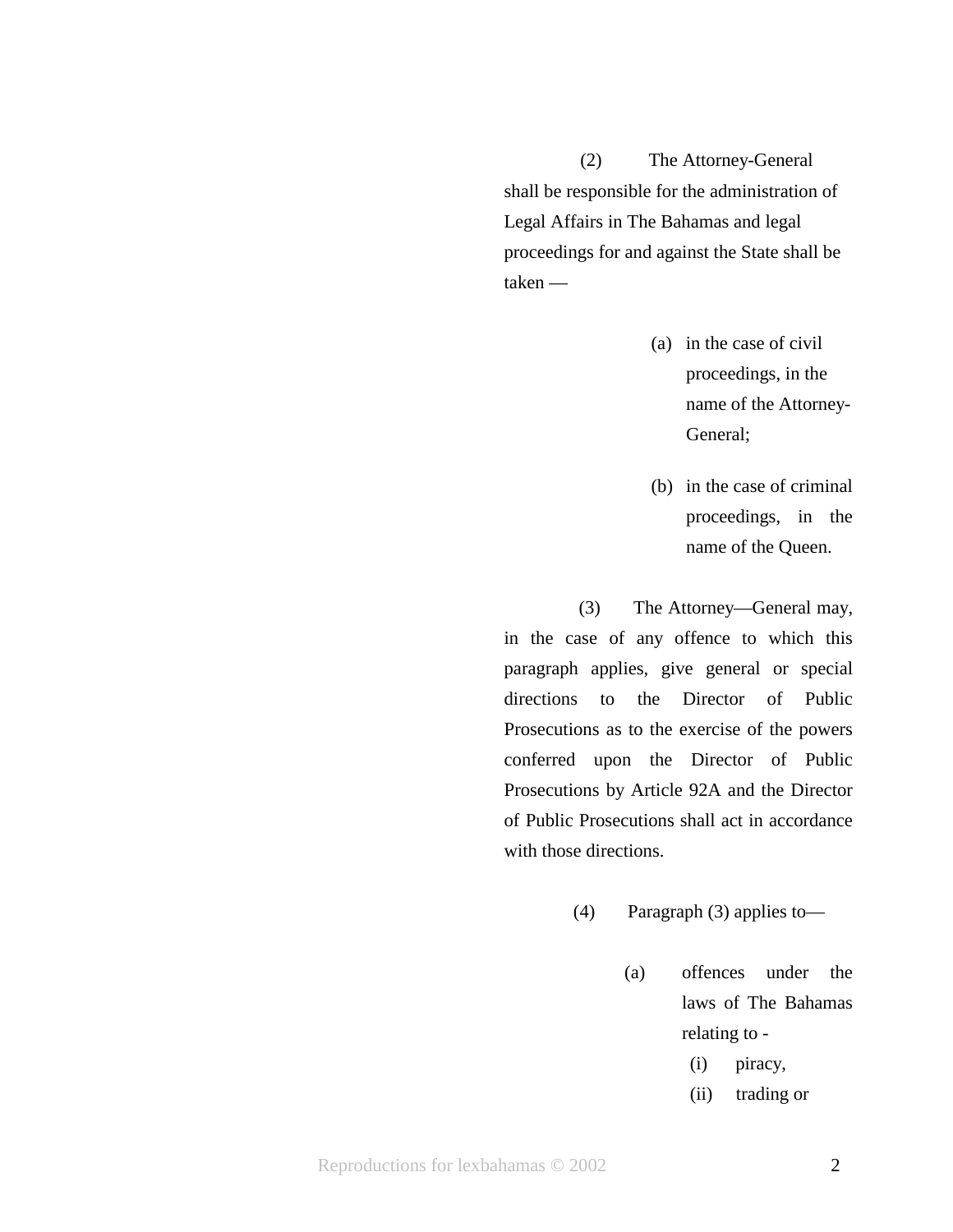(2) The Attorney-General shall be responsible for the administration of Legal Affairs in The Bahamas and legal proceedings for and against the State shall be taken —

(a) in the case of civil proceedings, in the name of the Attorney-General;

(b) in the case of criminal proceedings, in the name of the Queen.

(3) The Attorney—General may, in the case of any offence to which this paragraph applies, give general or special directions to the Director of Public Prosecutions as to the exercise of the powers conferred upon the Director of Public Prosecutions by Article 92A and the Director of Public Prosecutions shall act in accordance with those directions.

(4) Paragraph (3) applies to—

(a) offences under the laws of The Bahamas relating to -

(i) piracy,

(ii) trading or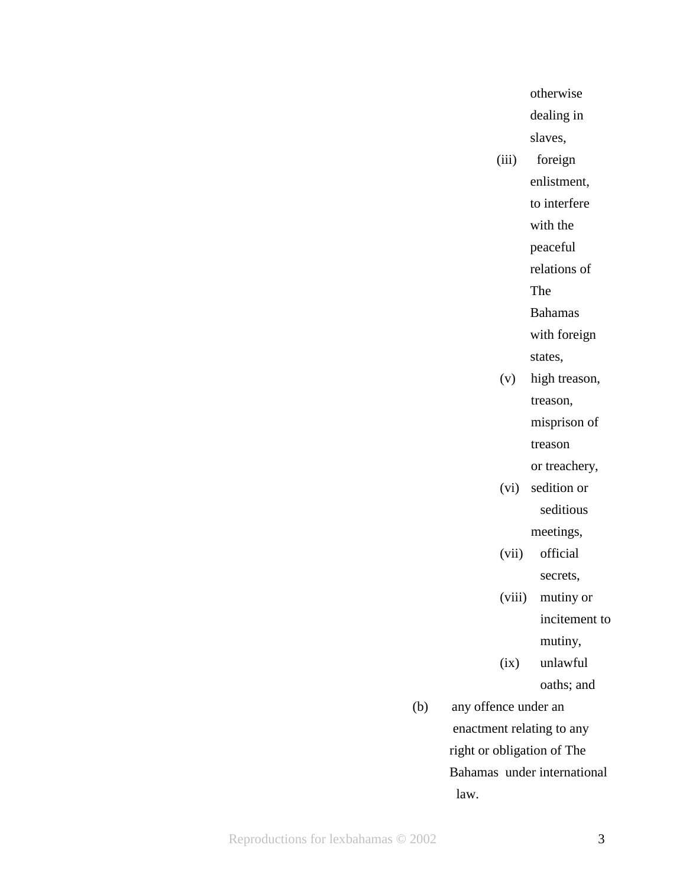otherwise dealing in slaves,

(iii) foreign enlistment, to interfere with the peaceful relations of The Bahamas with foreign states,

(v) high treason, treason, misprison of treason or treachery,

(vi) sedition or seditious meetings,

(vii) official secrets,

(viii) mutiny or incitement to mutiny,

(ix) unlawful oaths; and

(b) any offence under an enactment relating to any right or obligation of The Bahamas under international law.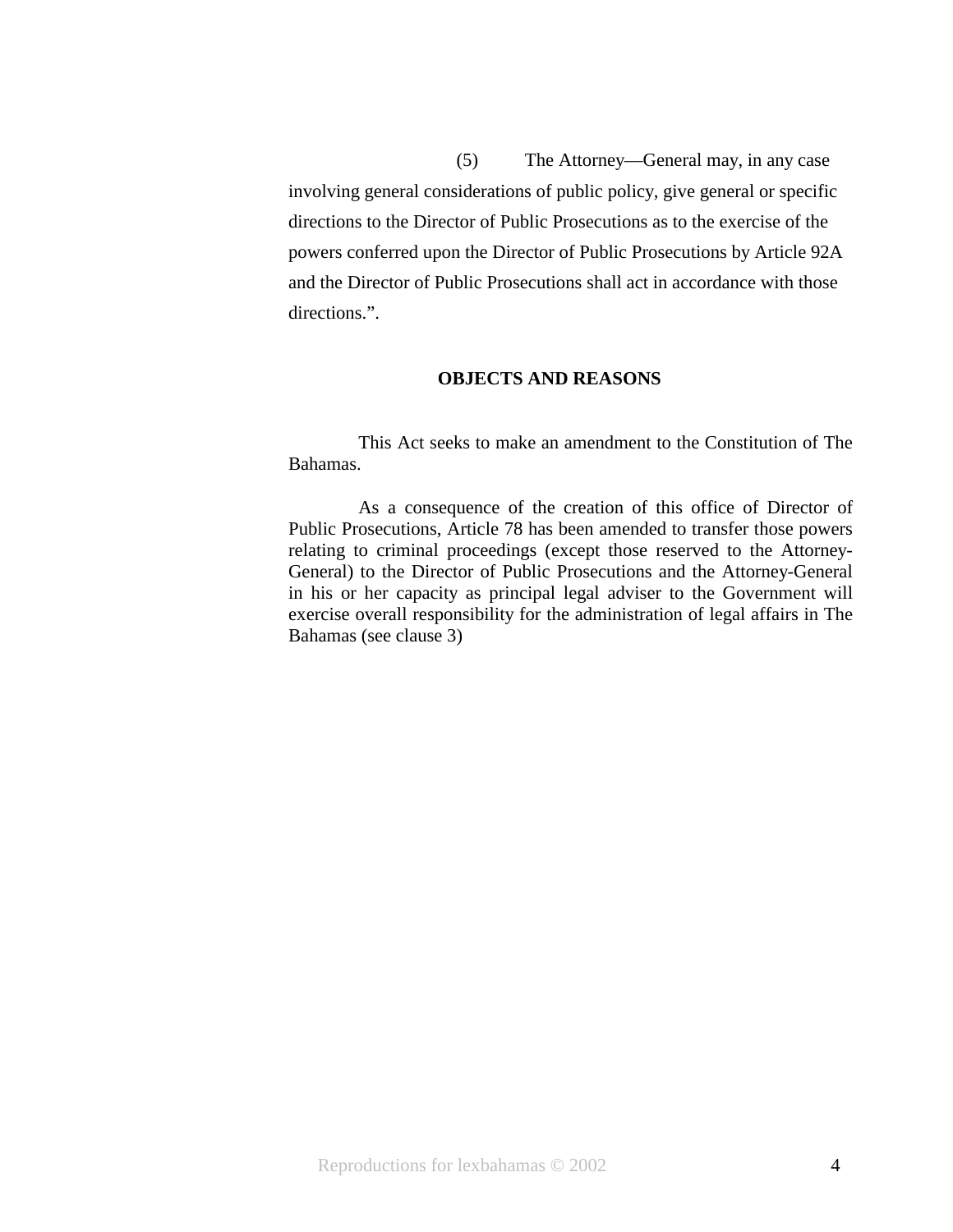(5) The Attorney—General may, in any case involving general considerations of public policy, give general or specific directions to the Director of Public Prosecutions as to the exercise of the powers conferred upon the Director of Public Prosecutions by Article 92A and the Director of Public Prosecutions shall act in accordance with those directions.".

**OBJECTS AND REASONS**

This Act seeks to make an amendment to the Constitution of The Bahamas.

As a consequence of the creation of this office of Director of Public Prosecutions, Article 78 has been amended to transfer those powers relating to criminal proceedings (except those reserved to the Attorney-General) to the Director of Public Prosecutions and the Attorney-General in his or her capacity as principal legal adviser to the Government will exercise overall responsibility for the administration of legal affairs in The Bahamas (see clause 3)